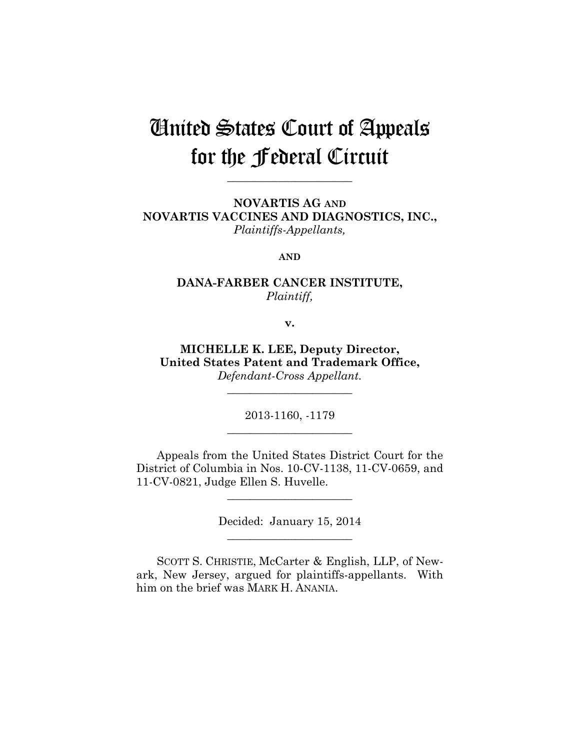# United States Court of Appeals for the Federal Circuit

---

**NOVARTIS AG AND NOVARTIS VACCINES AND DIAGNOSTICS, INC.,**
*Plaintiffs-Appellants,*

**AND**

**DANA-FARBER CANCER INSTITUTE,**
*Plaintiff,*

**v.**

**MICHELLE K. LEE, Deputy Director, United States Patent and Trademark Office,**
*Defendant-Cross Appellant.*

---

2013-1160, -1179

---

Appeals from the United States District Court for the District of Columbia in Nos. 10-CV-1138, 11-CV-0659, and 11-CV-0821, Judge Ellen S. Huvelle.

---

Decided: January 15, 2014

---

SCOTT S. CHRISTIE, McCarter & English, LLP, of Newark, New Jersey, argued for plaintiffs-appellants. With him on the brief was MARK H. ANANIA.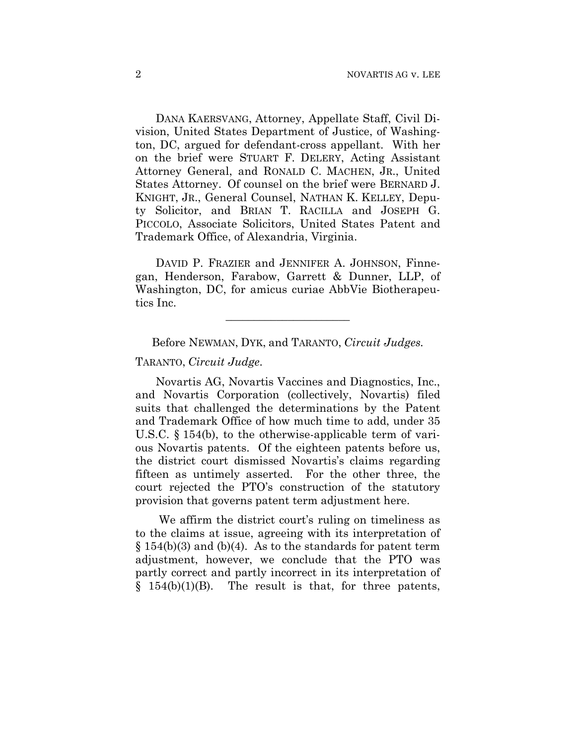DANA KAERSVANG, Attorney, Appellate Staff, Civil Division, United States Department of Justice, of Washington, DC, argued for defendant-cross appellant. With her on the brief were STUART F. DELERY, Acting Assistant Attorney General, and RONALD C. MACHEN, JR., United States Attorney. Of counsel on the brief were BERNARD J. KNIGHT, JR., General Counsel, NATHAN K. KELLEY, Deputy Solicitor, and BRIAN T. RACILLA and JOSEPH G. PICCOLO, Associate Solicitors, United States Patent and Trademark Office, of Alexandria, Virginia.

DAVID P. FRAZIER and JENNIFER A. JOHNSON, Finnegan, Henderson, Farabow, Garrett & Dunner, LLP, of Washington, DC, for amicus curiae AbbVie Biotherapeutics Inc.

---

Before NEWMAN, DYK, and TARANTO, *Circuit Judges.*

TARANTO, *Circuit Judge.*

Novartis AG, Novartis Vaccines and Diagnostics, Inc., and Novartis Corporation (collectively, Novartis) filed suits that challenged the determinations by the Patent and Trademark Office of how much time to add, under 35 U.S.C. § 154(b), to the otherwise-applicable term of various Novartis patents. Of the eighteen patents before us, the district court dismissed Novartis's claims regarding fifteen as untimely asserted. For the other three, the court rejected the PTO's construction of the statutory provision that governs patent term adjustment here.

We affirm the district court's ruling on timeliness as to the claims at issue, agreeing with its interpretation of § 154(b)(3) and (b)(4). As to the standards for patent term adjustment, however, we conclude that the PTO was partly correct and partly incorrect in its interpretation of § 154(b)(1)(B). The result is that, for three patents,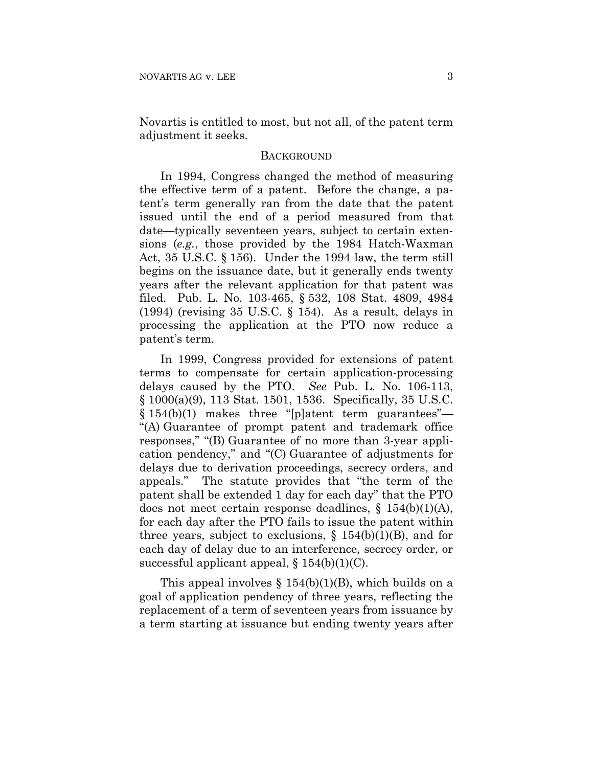Novartis is entitled to most, but not all, of the patent term adjustment it seeks.

## BACKGROUND

In 1994, Congress changed the method of measuring the effective term of a patent. Before the change, a patent's term generally ran from the date that the patent issued until the end of a period measured from that date—typically seventeen years, subject to certain extensions (*e.g.*, those provided by the 1984 Hatch-Waxman Act, 35 U.S.C. § 156). Under the 1994 law, the term still begins on the issuance date, but it generally ends twenty years after the relevant application for that patent was filed. Pub. L. No. 103-465, § 532, 108 Stat. 4809, 4984 (1994) (revising 35 U.S.C. § 154). As a result, delays in processing the application at the PTO now reduce a patent's term.

In 1999, Congress provided for extensions of patent terms to compensate for certain application-processing delays caused by the PTO. *See* Pub. L. No. 106-113, § 1000(a)(9), 113 Stat. 1501, 1536. Specifically, 35 U.S.C. § 154(b)(1) makes three "[p]atent term guarantees"—"(A) Guarantee of prompt patent and trademark office responses," "(B) Guarantee of no more than 3-year application pendency," and "(C) Guarantee of adjustments for delays due to derivation proceedings, secrecy orders, and appeals." The statute provides that "the term of the patent shall be extended 1 day for each day" that the PTO does not meet certain response deadlines, § 154(b)(1)(A), for each day after the PTO fails to issue the patent within three years, subject to exclusions, § 154(b)(1)(B), and for each day of delay due to an interference, secrecy order, or successful applicant appeal, § 154(b)(1)(C).

This appeal involves § 154(b)(1)(B), which builds on a goal of application pendency of three years, reflecting the replacement of a term of seventeen years from issuance by a term starting at issuance but ending twenty years after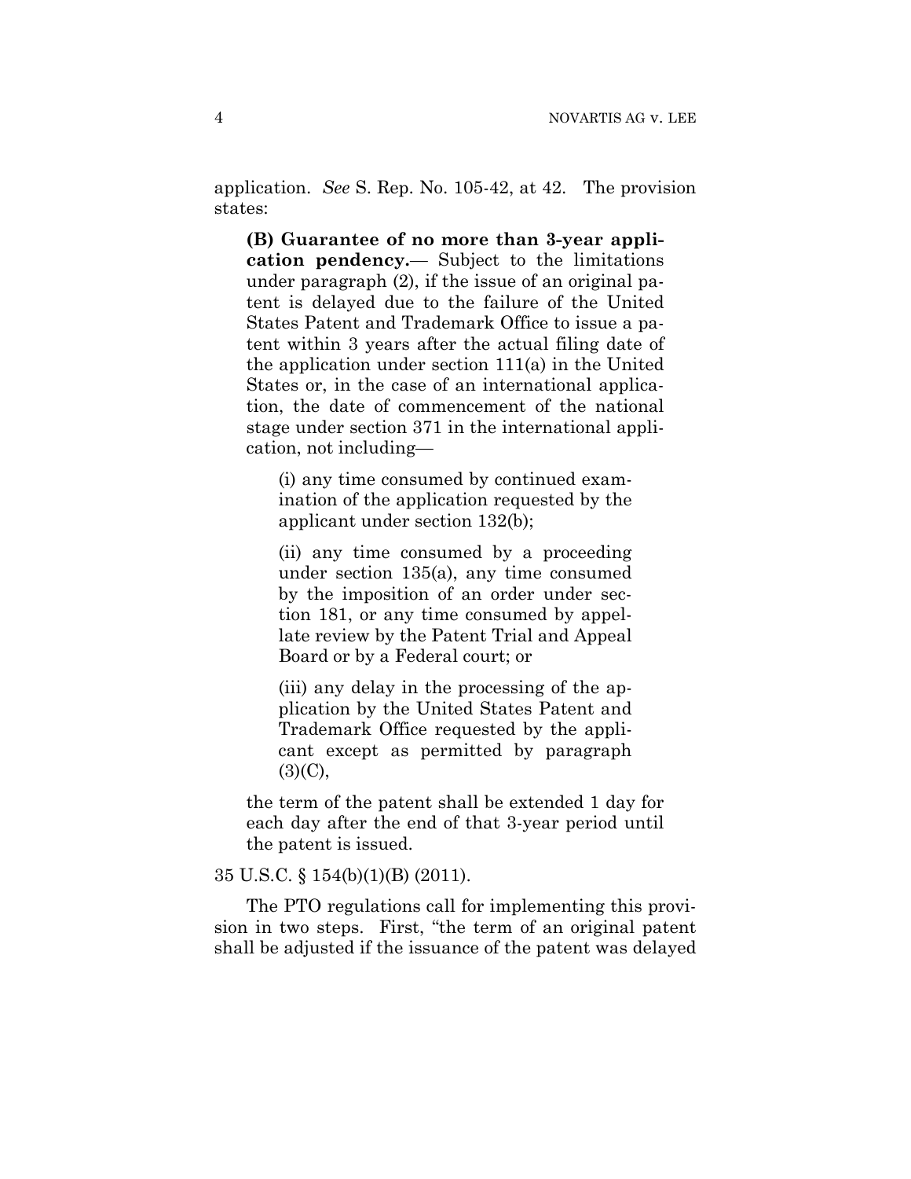application. *See* S. Rep. No. 105-42, at 42. The provision states:

> **(B) Guarantee of no more than 3-year application pendency.**— Subject to the limitations under paragraph (2), if the issue of an original patent is delayed due to the failure of the United States Patent and Trademark Office to issue a patent within 3 years after the actual filing date of the application under section 111(a) in the United States or, in the case of an international application, the date of commencement of the national stage under section 371 in the international application, not including—
>
> > (i) any time consumed by continued examination of the application requested by the applicant under section 132(b);
> >
> > (ii) any time consumed by a proceeding under section 135(a), any time consumed by the imposition of an order under section 181, or any time consumed by appellate review by the Patent Trial and Appeal Board or by a Federal court; or
> >
> > (iii) any delay in the processing of the application by the United States Patent and Trademark Office requested by the applicant except as permitted by paragraph (3)(C),
>
> the term of the patent shall be extended 1 day for each day after the end of that 3-year period until the patent is issued.

35 U.S.C. § 154(b)(1)(B) (2011).

The PTO regulations call for implementing this provision in two steps. First, "the term of an original patent shall be adjusted if the issuance of the patent was delayed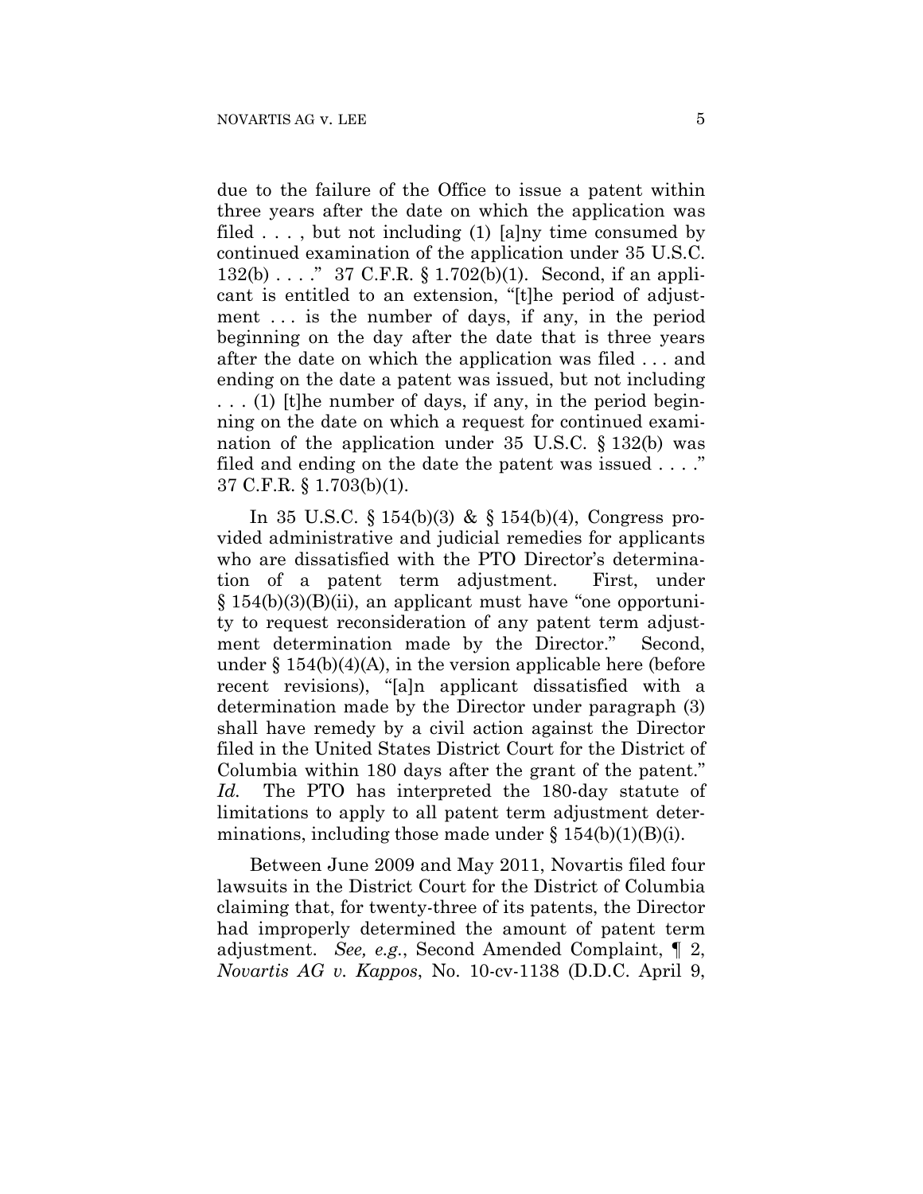due to the failure of the Office to issue a patent within three years after the date on which the application was filed . . . , but not including (1) [a]ny time consumed by continued examination of the application under 35 U.S.C. 132(b) . . . ." 37 C.F.R. § 1.702(b)(1). Second, if an applicant is entitled to an extension, "[t]he period of adjustment . . . is the number of days, if any, in the period beginning on the day after the date that is three years after the date on which the application was filed . . . and ending on the date a patent was issued, but not including . . . (1) [t]he number of days, if any, in the period beginning on the date on which a request for continued examination of the application under 35 U.S.C. § 132(b) was filed and ending on the date the patent was issued . . . ." 37 C.F.R. § 1.703(b)(1).

In 35 U.S.C. § 154(b)(3) & § 154(b)(4), Congress provided administrative and judicial remedies for applicants who are dissatisfied with the PTO Director's determination of a patent term adjustment. First, under § 154(b)(3)(B)(ii), an applicant must have "one opportunity to request reconsideration of any patent term adjustment determination made by the Director." Second, under § 154(b)(4)(A), in the version applicable here (before recent revisions), "[a]n applicant dissatisfied with a determination made by the Director under paragraph (3) shall have remedy by a civil action against the Director filed in the United States District Court for the District of Columbia within 180 days after the grant of the patent." *Id.* The PTO has interpreted the 180-day statute of limitations to apply to all patent term adjustment determinations, including those made under § 154(b)(1)(B)(i).

Between June 2009 and May 2011, Novartis filed four lawsuits in the District Court for the District of Columbia claiming that, for twenty-three of its patents, the Director had improperly determined the amount of patent term adjustment. *See, e.g.*, Second Amended Complaint, ¶ 2, *Novartis AG v. Kappos*, No. 10-cv-1138 (D.D.C. April 9,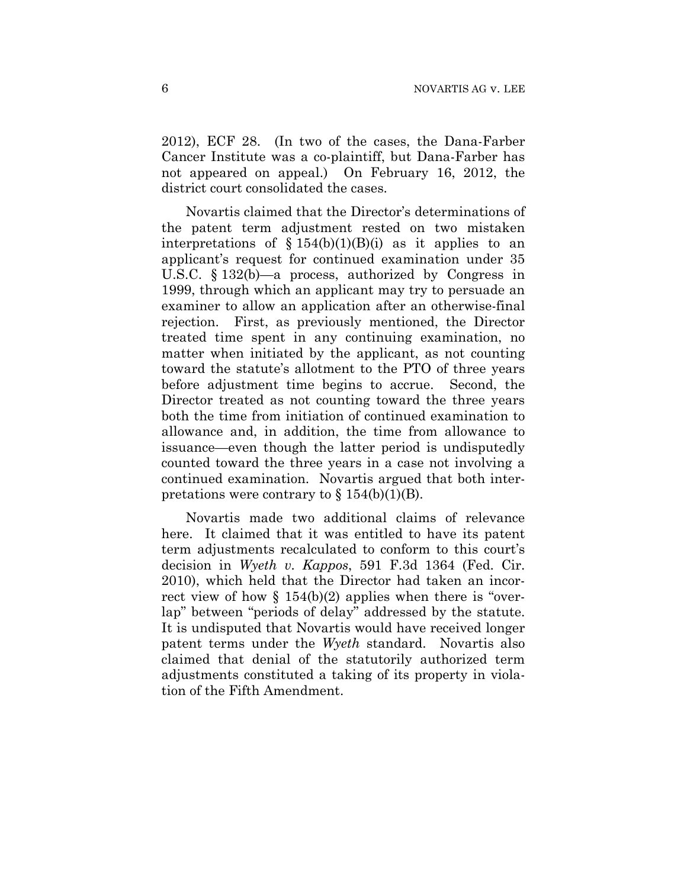2012), ECF 28. (In two of the cases, the Dana-Farber Cancer Institute was a co-plaintiff, but Dana-Farber has not appeared on appeal.) On February 16, 2012, the district court consolidated the cases.

Novartis claimed that the Director's determinations of the patent term adjustment rested on two mistaken interpretations of § 154(b)(1)(B)(i) as it applies to an applicant's request for continued examination under 35 U.S.C. § 132(b)—a process, authorized by Congress in 1999, through which an applicant may try to persuade an examiner to allow an application after an otherwise-final rejection. First, as previously mentioned, the Director treated time spent in any continuing examination, no matter when initiated by the applicant, as not counting toward the statute's allotment to the PTO of three years before adjustment time begins to accrue. Second, the Director treated as not counting toward the three years both the time from initiation of continued examination to allowance and, in addition, the time from allowance to issuance—even though the latter period is undisputedly counted toward the three years in a case not involving a continued examination. Novartis argued that both interpretations were contrary to § 154(b)(1)(B).

Novartis made two additional claims of relevance here. It claimed that it was entitled to have its patent term adjustments recalculated to conform to this court's decision in *Wyeth v. Kappos*, 591 F.3d 1364 (Fed. Cir. 2010), which held that the Director had taken an incorrect view of how § 154(b)(2) applies when there is "overlap" between "periods of delay" addressed by the statute. It is undisputed that Novartis would have received longer patent terms under the *Wyeth* standard. Novartis also claimed that denial of the statutorily authorized term adjustments constituted a taking of its property in violation of the Fifth Amendment.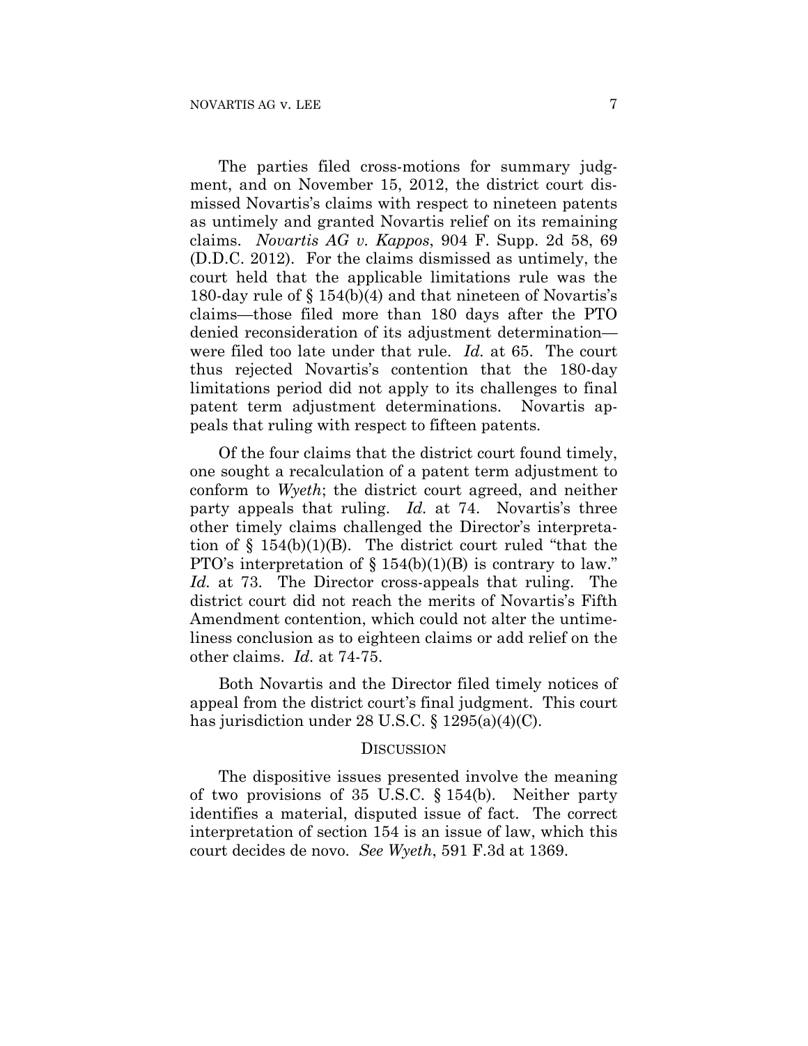The parties filed cross-motions for summary judgment, and on November 15, 2012, the district court dismissed Novartis's claims with respect to nineteen patents as untimely and granted Novartis relief on its remaining claims. *Novartis AG v. Kappos*, 904 F. Supp. 2d 58, 69 (D.D.C. 2012). For the claims dismissed as untimely, the court held that the applicable limitations rule was the 180-day rule of § 154(b)(4) and that nineteen of Novartis's claims—those filed more than 180 days after the PTO denied reconsideration of its adjustment determination—were filed too late under that rule. *Id.* at 65. The court thus rejected Novartis's contention that the 180-day limitations period did not apply to its challenges to final patent term adjustment determinations. Novartis appeals that ruling with respect to fifteen patents.

Of the four claims that the district court found timely, one sought a recalculation of a patent term adjustment to conform to *Wyeth*; the district court agreed, and neither party appeals that ruling. *Id.* at 74. Novartis's three other timely claims challenged the Director's interpretation of § 154(b)(1)(B). The district court ruled "that the PTO's interpretation of § 154(b)(1)(B) is contrary to law." *Id.* at 73. The Director cross-appeals that ruling. The district court did not reach the merits of Novartis's Fifth Amendment contention, which could not alter the untimeliness conclusion as to eighteen claims or add relief on the other claims. *Id.* at 74-75.

Both Novartis and the Director filed timely notices of appeal from the district court's final judgment. This court has jurisdiction under 28 U.S.C. § 1295(a)(4)(C).

## DISCUSSION

The dispositive issues presented involve the meaning of two provisions of 35 U.S.C. § 154(b). Neither party identifies a material, disputed issue of fact. The correct interpretation of section 154 is an issue of law, which this court decides de novo. *See Wyeth*, 591 F.3d at 1369.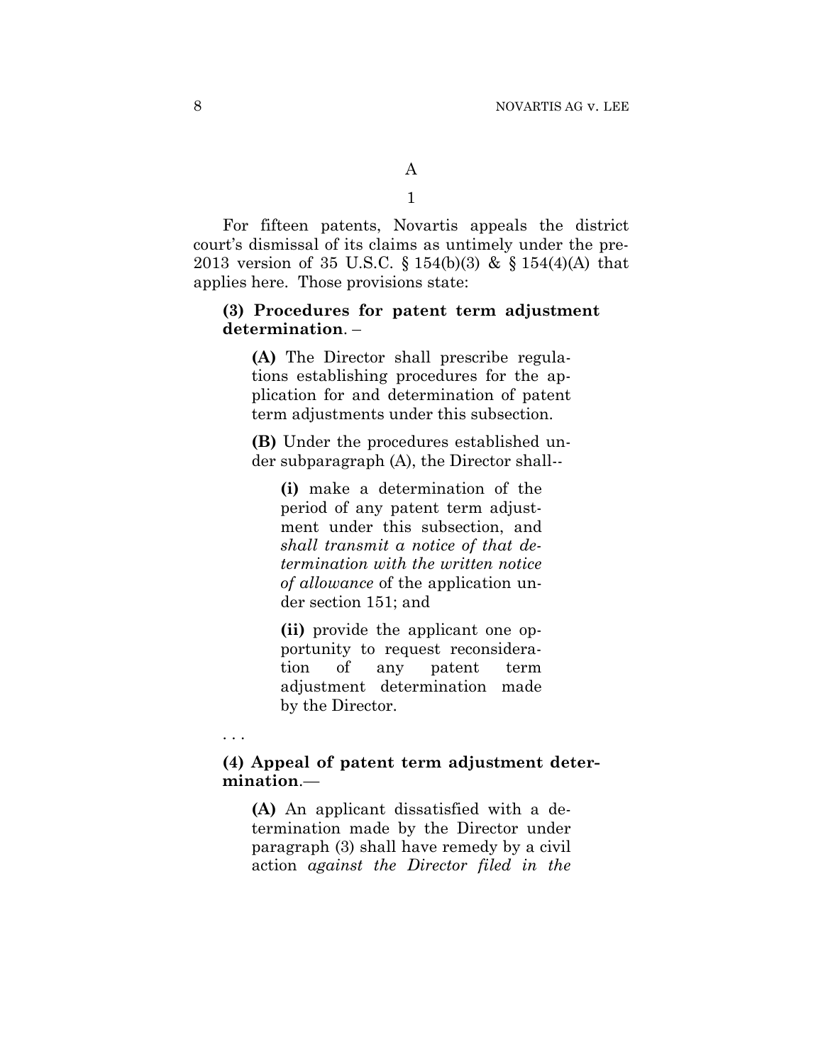A

1

For fifteen patents, Novartis appeals the district court's dismissal of its claims as untimely under the pre-2013 version of 35 U.S.C. § 154(b)(3) & § 154(4)(A) that applies here. Those provisions state:

> **(3) Procedures for patent term adjustment determination**. –
>
> > **(A)** The Director shall prescribe regulations establishing procedures for the application for and determination of patent term adjustments under this subsection.
> >
> > **(B)** Under the procedures established under subparagraph (A), the Director shall--
> >
> > > **(i)** make a determination of the period of any patent term adjustment under this subsection, and *shall transmit a notice of that determination with the written notice of allowance* of the application under section 151; and
> > >
> > > **(ii)** provide the applicant one opportunity to request reconsideration of any patent term adjustment determination made by the Director.
>
> . . .
>
> **(4) Appeal of patent term adjustment determination**.—
>
> > **(A)** An applicant dissatisfied with a determination made by the Director under paragraph (3) shall have remedy by a civil action *against the Director filed in the*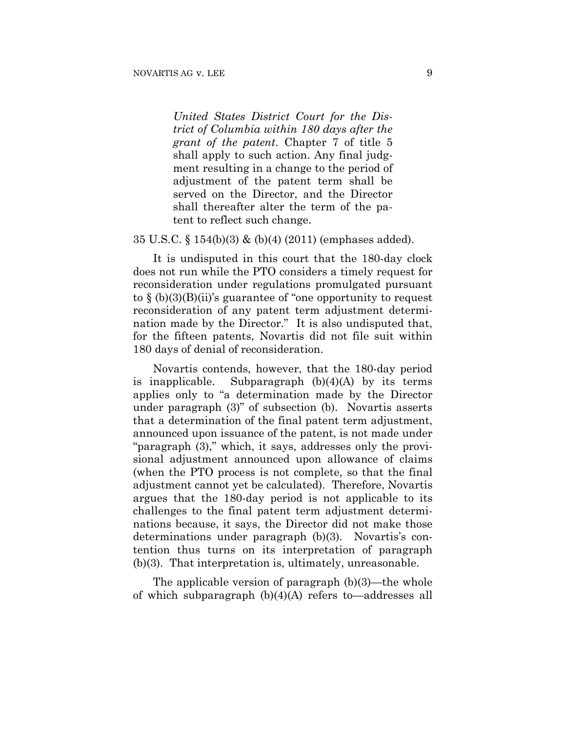> *United States District Court for the District of Columbia within 180 days after the grant of the patent*. Chapter 7 of title 5 shall apply to such action. Any final judgment resulting in a change to the period of adjustment of the patent term shall be served on the Director, and the Director shall thereafter alter the term of the patent to reflect such change.

35 U.S.C. § 154(b)(3) & (b)(4) (2011) (emphases added).

It is undisputed in this court that the 180-day clock does not run while the PTO considers a timely request for reconsideration under regulations promulgated pursuant to § (b)(3)(B)(ii)'s guarantee of "one opportunity to request reconsideration of any patent term adjustment determination made by the Director." It is also undisputed that, for the fifteen patents, Novartis did not file suit within 180 days of denial of reconsideration.

Novartis contends, however, that the 180-day period is inapplicable. Subparagraph (b)(4)(A) by its terms applies only to "a determination made by the Director under paragraph (3)" of subsection (b). Novartis asserts that a determination of the final patent term adjustment, announced upon issuance of the patent, is not made under "paragraph (3)," which, it says, addresses only the provisional adjustment announced upon allowance of claims (when the PTO process is not complete, so that the final adjustment cannot yet be calculated). Therefore, Novartis argues that the 180-day period is not applicable to its challenges to the final patent term adjustment determinations because, it says, the Director did not make those determinations under paragraph (b)(3). Novartis's contention thus turns on its interpretation of paragraph (b)(3). That interpretation is, ultimately, unreasonable.

The applicable version of paragraph (b)(3)—the whole of which subparagraph (b)(4)(A) refers to—addresses all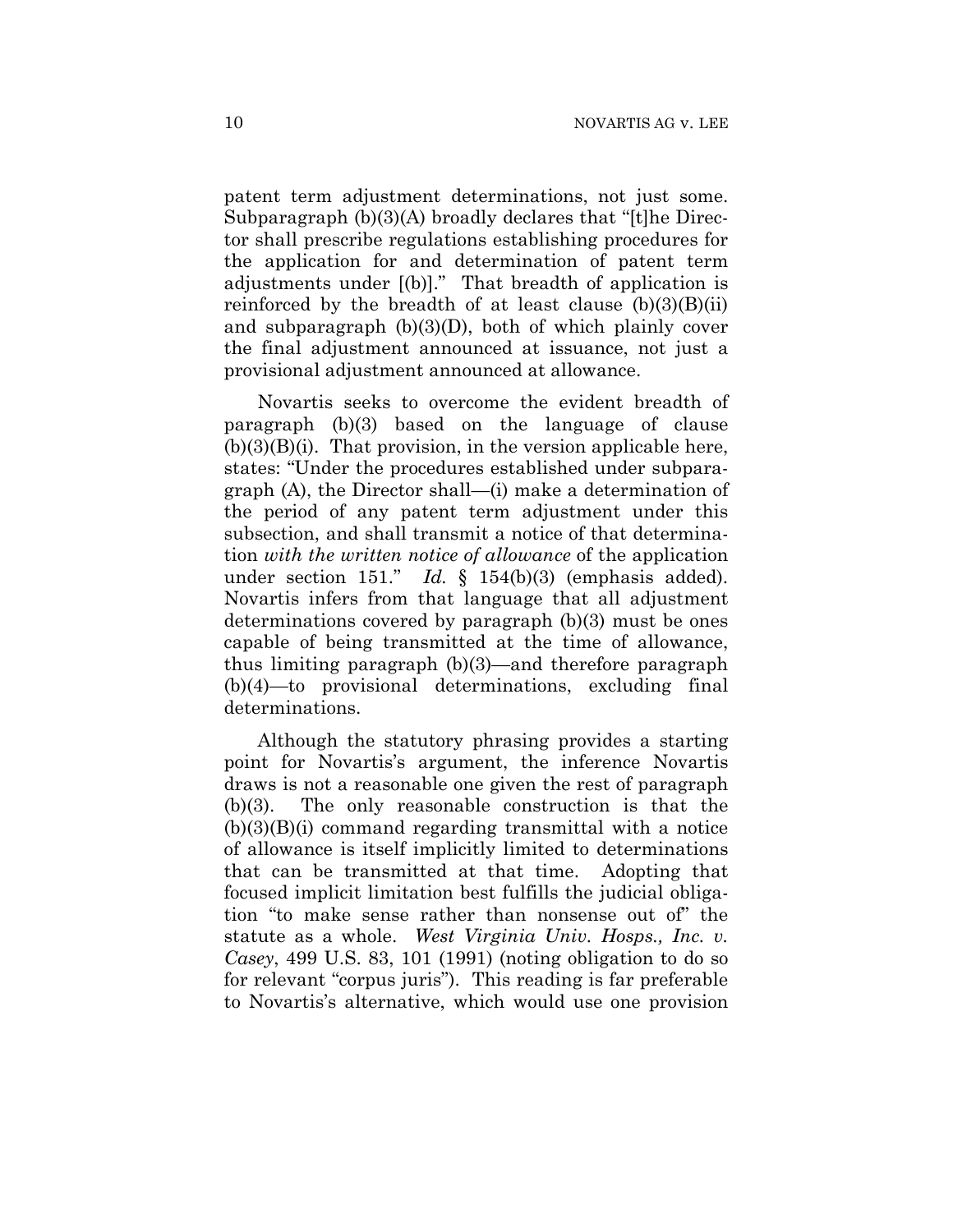patent term adjustment determinations, not just some. Subparagraph (b)(3)(A) broadly declares that "[t]he Director shall prescribe regulations establishing procedures for the application for and determination of patent term adjustments under [(b)]." That breadth of application is reinforced by the breadth of at least clause (b)(3)(B)(ii) and subparagraph (b)(3)(D), both of which plainly cover the final adjustment announced at issuance, not just a provisional adjustment announced at allowance.

Novartis seeks to overcome the evident breadth of paragraph (b)(3) based on the language of clause (b)(3)(B)(i). That provision, in the version applicable here, states: "Under the procedures established under subparagraph (A), the Director shall—(i) make a determination of the period of any patent term adjustment under this subsection, and shall transmit a notice of that determination *with the written notice of allowance* of the application under section 151." *Id.* § 154(b)(3) (emphasis added). Novartis infers from that language that all adjustment determinations covered by paragraph (b)(3) must be ones capable of being transmitted at the time of allowance, thus limiting paragraph (b)(3)—and therefore paragraph (b)(4)—to provisional determinations, excluding final determinations.

Although the statutory phrasing provides a starting point for Novartis's argument, the inference Novartis draws is not a reasonable one given the rest of paragraph (b)(3). The only reasonable construction is that the (b)(3)(B)(i) command regarding transmittal with a notice of allowance is itself implicitly limited to determinations that can be transmitted at that time. Adopting that focused implicit limitation best fulfills the judicial obligation "to make sense rather than nonsense out of" the statute as a whole. *West Virginia Univ. Hosps., Inc. v. Casey*, 499 U.S. 83, 101 (1991) (noting obligation to do so for relevant "corpus juris"). This reading is far preferable to Novartis's alternative, which would use one provision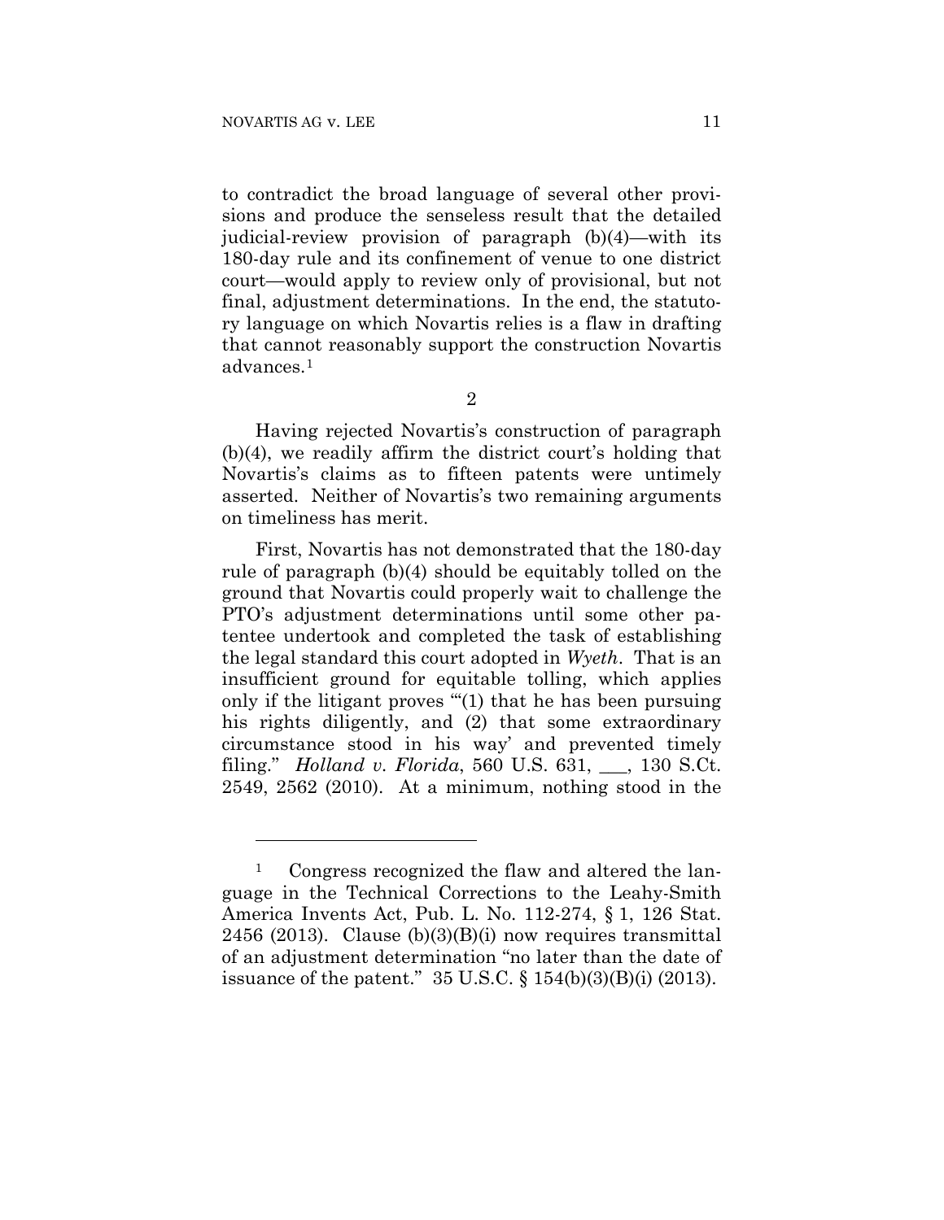to contradict the broad language of several other provisions and produce the senseless result that the detailed judicial-review provision of paragraph (b)(4)—with its 180-day rule and its confinement of venue to one district court—would apply to review only of provisional, but not final, adjustment determinations. In the end, the statutory language on which Novartis relies is a flaw in drafting that cannot reasonably support the construction Novartis advances.[1]

2

Having rejected Novartis's construction of paragraph (b)(4), we readily affirm the district court's holding that Novartis's claims as to fifteen patents were untimely asserted. Neither of Novartis's two remaining arguments on timeliness has merit.

First, Novartis has not demonstrated that the 180-day rule of paragraph (b)(4) should be equitably tolled on the ground that Novartis could properly wait to challenge the PTO's adjustment determinations until some other patentee undertook and completed the task of establishing the legal standard this court adopted in *Wyeth*. That is an insufficient ground for equitable tolling, which applies only if the litigant proves "'(1) that he has been pursuing his rights diligently, and (2) that some extraordinary circumstance stood in his way' and prevented timely filing." *Holland v. Florida*, 560 U.S. 631, ___, 130 S.Ct. 2549, 2562 (2010). At a minimum, nothing stood in the

---

[1] Congress recognized the flaw and altered the language in the Technical Corrections to the Leahy-Smith America Invents Act, Pub. L. No. 112-274, § 1, 126 Stat. 2456 (2013). Clause (b)(3)(B)(i) now requires transmittal of an adjustment determination "no later than the date of issuance of the patent." 35 U.S.C. § 154(b)(3)(B)(i) (2013).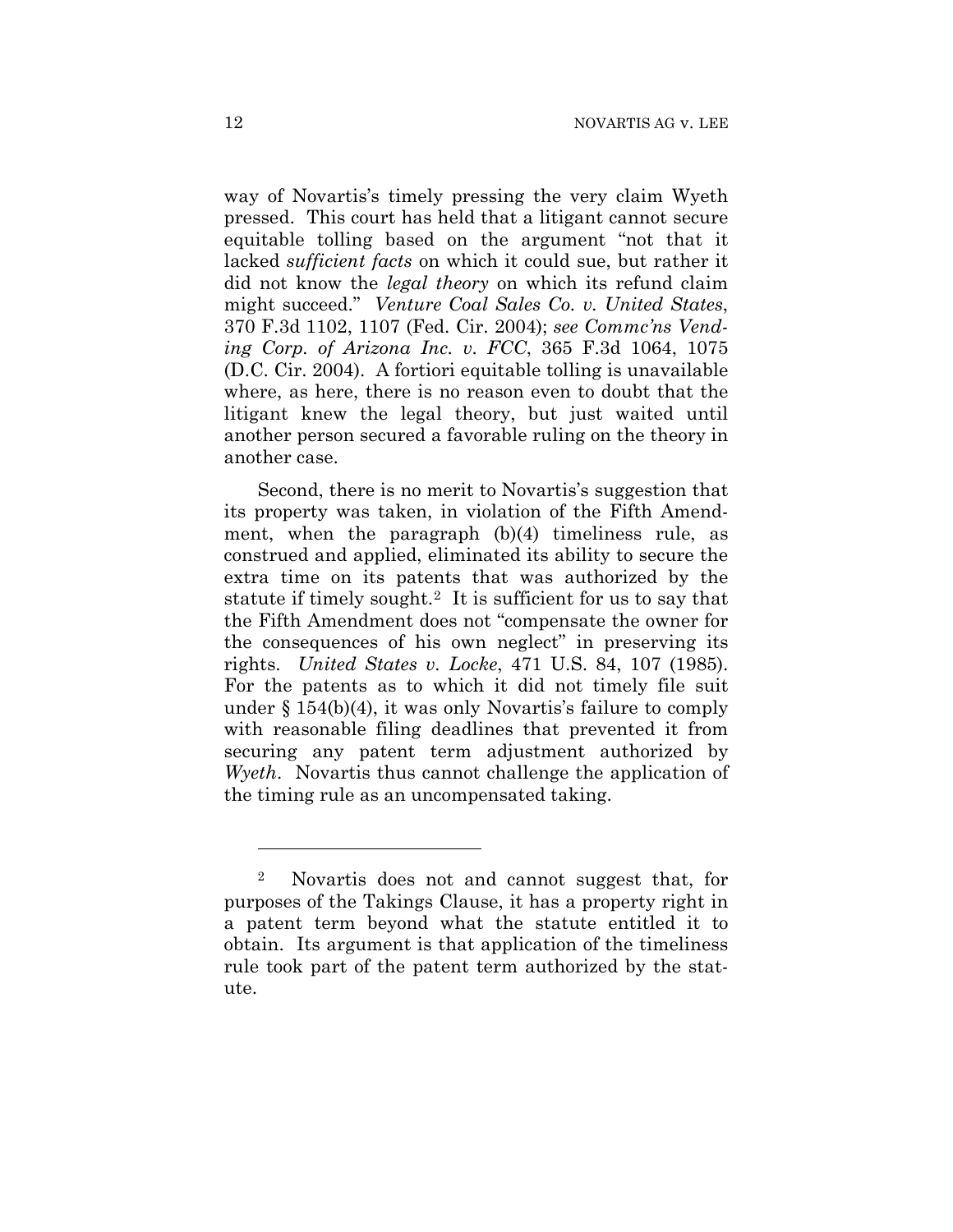way of Novartis's timely pressing the very claim Wyeth pressed. This court has held that a litigant cannot secure equitable tolling based on the argument "not that it lacked *sufficient facts* on which it could sue, but rather it did not know the *legal theory* on which its refund claim might succeed." *Venture Coal Sales Co. v. United States*, 370 F.3d 1102, 1107 (Fed. Cir. 2004); *see Commc'ns Vending Corp. of Arizona Inc. v. FCC*, 365 F.3d 1064, 1075 (D.C. Cir. 2004). A fortiori equitable tolling is unavailable where, as here, there is no reason even to doubt that the litigant knew the legal theory, but just waited until another person secured a favorable ruling on the theory in another case.

Second, there is no merit to Novartis's suggestion that its property was taken, in violation of the Fifth Amendment, when the paragraph (b)(4) timeliness rule, as construed and applied, eliminated its ability to secure the extra time on its patents that was authorized by the statute if timely sought.[2] It is sufficient for us to say that the Fifth Amendment does not "compensate the owner for the consequences of his own neglect" in preserving its rights. *United States v. Locke*, 471 U.S. 84, 107 (1985). For the patents as to which it did not timely file suit under § 154(b)(4), it was only Novartis's failure to comply with reasonable filing deadlines that prevented it from securing any patent term adjustment authorized by *Wyeth*. Novartis thus cannot challenge the application of the timing rule as an uncompensated taking.

---

[2] Novartis does not and cannot suggest that, for purposes of the Takings Clause, it has a property right in a patent term beyond what the statute entitled it to obtain. Its argument is that application of the timeliness rule took part of the patent term authorized by the statute.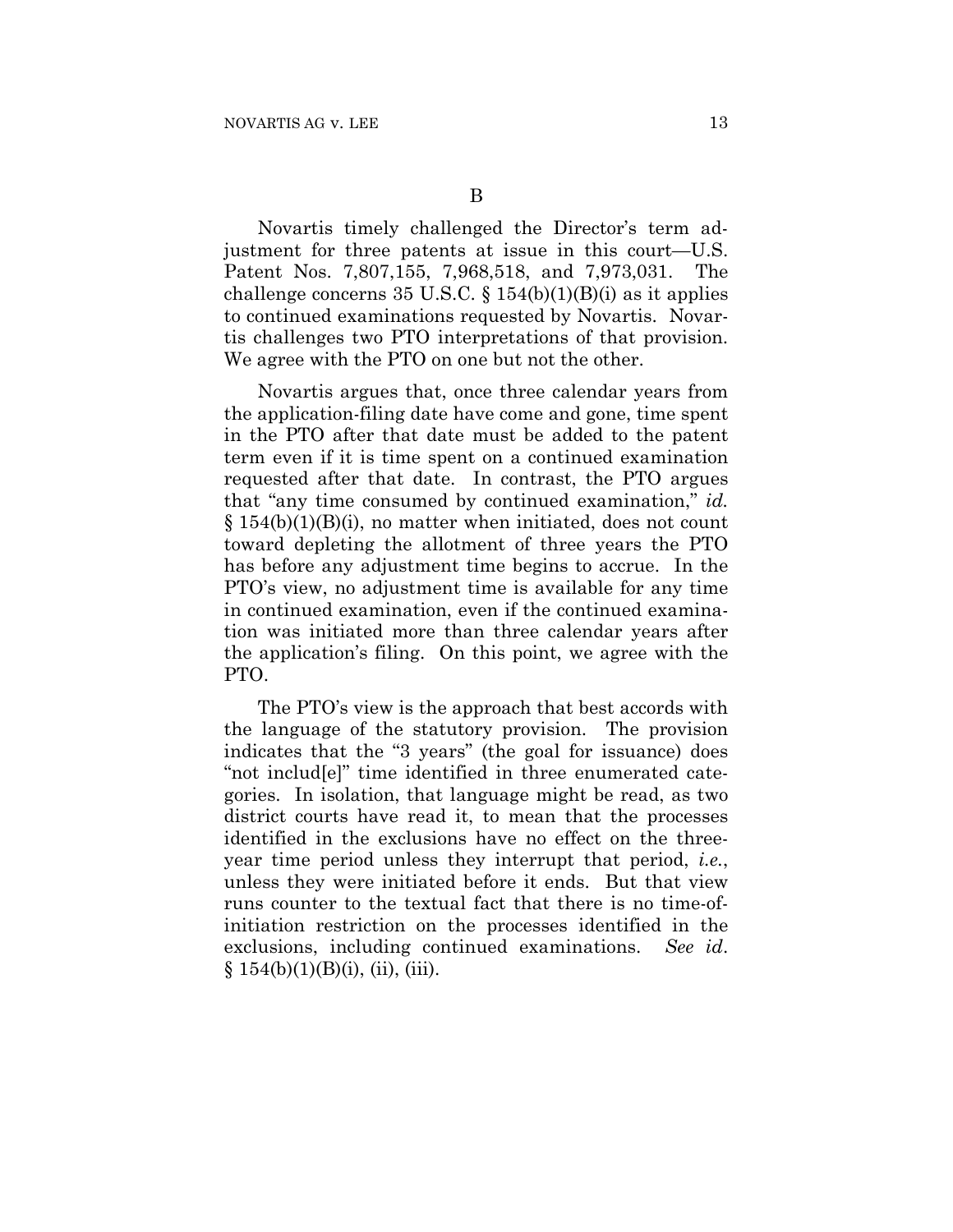B

Novartis timely challenged the Director's term adjustment for three patents at issue in this court—U.S. Patent Nos. 7,807,155, 7,968,518, and 7,973,031. The challenge concerns 35 U.S.C. § 154(b)(1)(B)(i) as it applies to continued examinations requested by Novartis. Novartis challenges two PTO interpretations of that provision. We agree with the PTO on one but not the other.

Novartis argues that, once three calendar years from the application-filing date have come and gone, time spent in the PTO after that date must be added to the patent term even if it is time spent on a continued examination requested after that date. In contrast, the PTO argues that "any time consumed by continued examination," *id.* § 154(b)(1)(B)(i), no matter when initiated, does not count toward depleting the allotment of three years the PTO has before any adjustment time begins to accrue. In the PTO's view, no adjustment time is available for any time in continued examination, even if the continued examination was initiated more than three calendar years after the application's filing. On this point, we agree with the PTO.

The PTO's view is the approach that best accords with the language of the statutory provision. The provision indicates that the "3 years" (the goal for issuance) does "not includ[e]" time identified in three enumerated categories. In isolation, that language might be read, as two district courts have read it, to mean that the processes identified in the exclusions have no effect on the three-year time period unless they interrupt that period, *i.e.*, unless they were initiated before it ends. But that view runs counter to the textual fact that there is no time-of-initiation restriction on the processes identified in the exclusions, including continued examinations. *See id.* § 154(b)(1)(B)(i), (ii), (iii).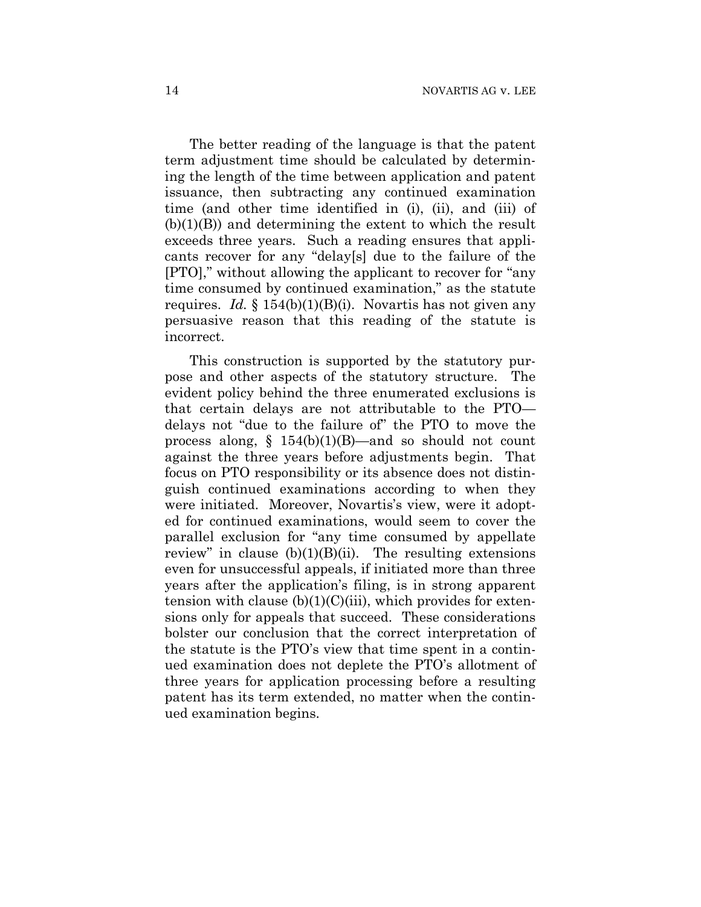The better reading of the language is that the patent term adjustment time should be calculated by determining the length of the time between application and patent issuance, then subtracting any continued examination time (and other time identified in (i), (ii), and (iii) of (b)(1)(B)) and determining the extent to which the result exceeds three years. Such a reading ensures that applicants recover for any "delay[s] due to the failure of the [PTO]," without allowing the applicant to recover for "any time consumed by continued examination," as the statute requires. *Id.* § 154(b)(1)(B)(i). Novartis has not given any persuasive reason that this reading of the statute is incorrect.

This construction is supported by the statutory purpose and other aspects of the statutory structure. The evident policy behind the three enumerated exclusions is that certain delays are not attributable to the PTO—delays not "due to the failure of" the PTO to move the process along, § 154(b)(1)(B)—and so should not count against the three years before adjustments begin. That focus on PTO responsibility or its absence does not distinguish continued examinations according to when they were initiated. Moreover, Novartis's view, were it adopted for continued examinations, would seem to cover the parallel exclusion for "any time consumed by appellate review" in clause (b)(1)(B)(ii). The resulting extensions even for unsuccessful appeals, if initiated more than three years after the application's filing, is in strong apparent tension with clause (b)(1)(C)(iii), which provides for extensions only for appeals that succeed. These considerations bolster our conclusion that the correct interpretation of the statute is the PTO's view that time spent in a continued examination does not deplete the PTO's allotment of three years for application processing before a resulting patent has its term extended, no matter when the continued examination begins.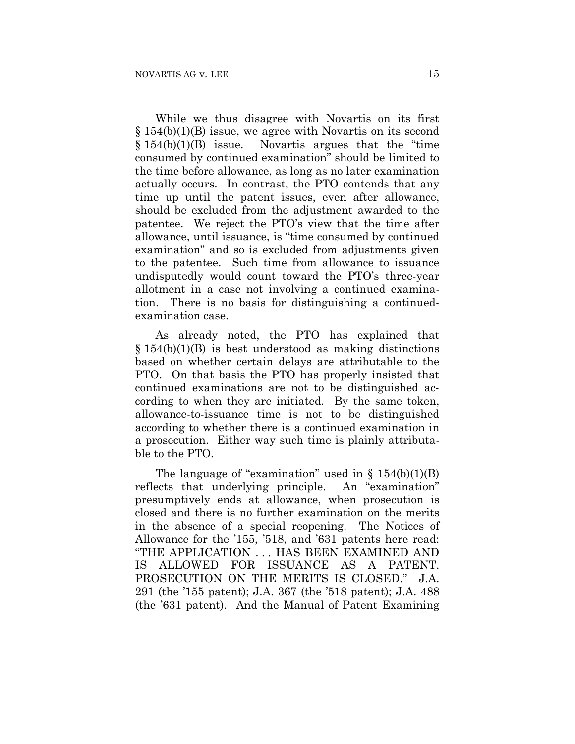While we thus disagree with Novartis on its first § 154(b)(1)(B) issue, we agree with Novartis on its second § 154(b)(1)(B) issue. Novartis argues that the "time consumed by continued examination" should be limited to the time before allowance, as long as no later examination actually occurs. In contrast, the PTO contends that any time up until the patent issues, even after allowance, should be excluded from the adjustment awarded to the patentee. We reject the PTO's view that the time after allowance, until issuance, is "time consumed by continued examination" and so is excluded from adjustments given to the patentee. Such time from allowance to issuance undisputedly would count toward the PTO's three-year allotment in a case not involving a continued examination. There is no basis for distinguishing a continued-examination case.

As already noted, the PTO has explained that § 154(b)(1)(B) is best understood as making distinctions based on whether certain delays are attributable to the PTO. On that basis the PTO has properly insisted that continued examinations are not to be distinguished according to when they are initiated. By the same token, allowance-to-issuance time is not to be distinguished according to whether there is a continued examination in a prosecution. Either way such time is plainly attributable to the PTO.

The language of "examination" used in § 154(b)(1)(B) reflects that underlying principle. An "examination" presumptively ends at allowance, when prosecution is closed and there is no further examination on the merits in the absence of a special reopening. The Notices of Allowance for the '155, '518, and '631 patents here read: "THE APPLICATION . . . HAS BEEN EXAMINED AND IS ALLOWED FOR ISSUANCE AS A PATENT. PROSECUTION ON THE MERITS IS CLOSED." J.A. 291 (the '155 patent); J.A. 367 (the '518 patent); J.A. 488 (the '631 patent). And the Manual of Patent Examining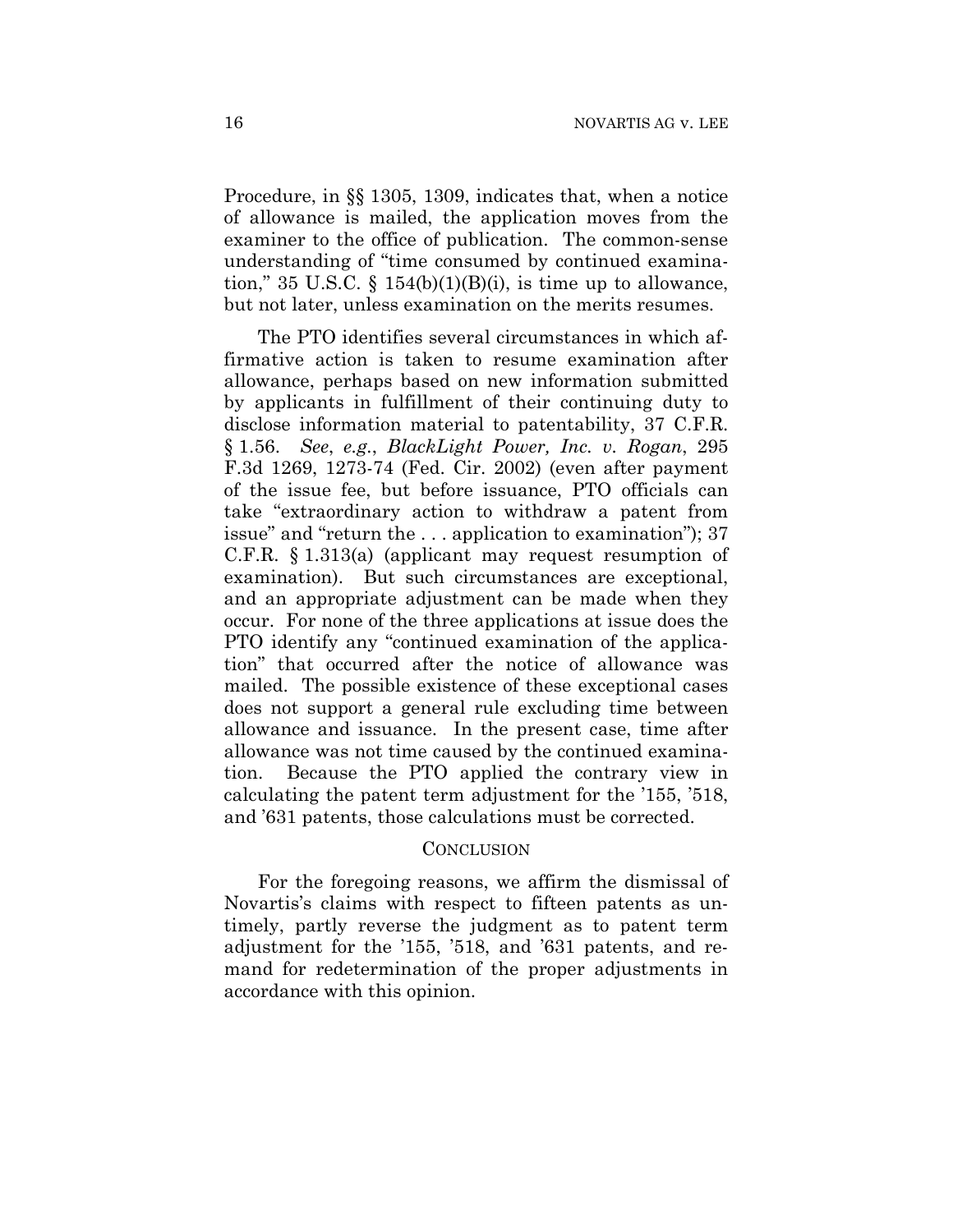Procedure, in §§ 1305, 1309, indicates that, when a notice of allowance is mailed, the application moves from the examiner to the office of publication. The common-sense understanding of "time consumed by continued examination," 35 U.S.C. § 154(b)(1)(B)(i), is time up to allowance, but not later, unless examination on the merits resumes.

The PTO identifies several circumstances in which affirmative action is taken to resume examination after allowance, perhaps based on new information submitted by applicants in fulfillment of their continuing duty to disclose information material to patentability, 37 C.F.R. § 1.56. *See*, *e.g.*, *BlackLight Power, Inc. v. Rogan*, 295 F.3d 1269, 1273-74 (Fed. Cir. 2002) (even after payment of the issue fee, but before issuance, PTO officials can take "extraordinary action to withdraw a patent from issue" and "return the . . . application to examination"); 37 C.F.R. § 1.313(a) (applicant may request resumption of examination). But such circumstances are exceptional, and an appropriate adjustment can be made when they occur. For none of the three applications at issue does the PTO identify any "continued examination of the application" that occurred after the notice of allowance was mailed. The possible existence of these exceptional cases does not support a general rule excluding time between allowance and issuance. In the present case, time after allowance was not time caused by the continued examination. Because the PTO applied the contrary view in calculating the patent term adjustment for the '155, '518, and '631 patents, those calculations must be corrected.

## CONCLUSION

For the foregoing reasons, we affirm the dismissal of Novartis's claims with respect to fifteen patents as untimely, partly reverse the judgment as to patent term adjustment for the '155, '518, and '631 patents, and remand for redetermination of the proper adjustments in accordance with this opinion.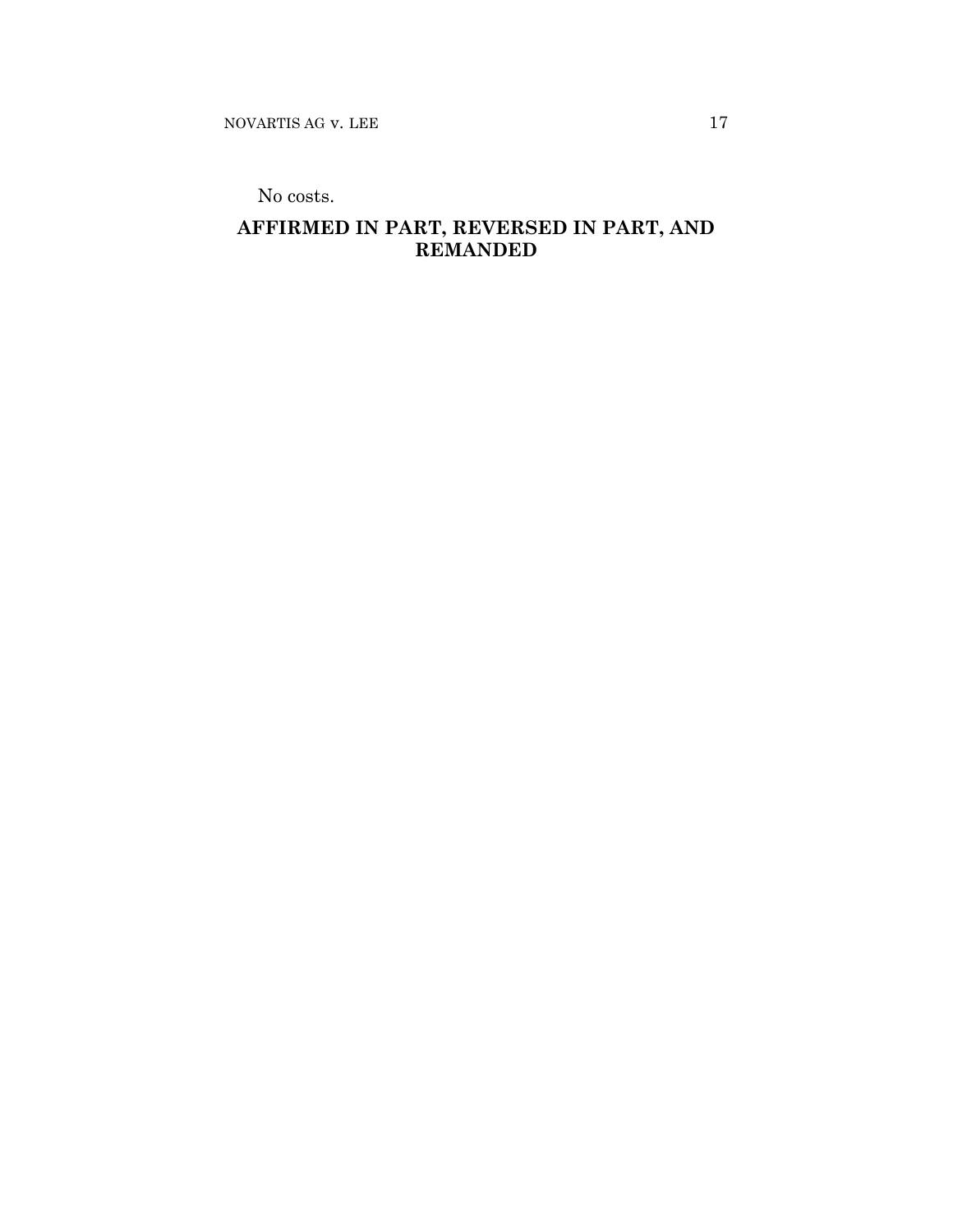No costs.

**AFFIRMED IN PART, REVERSED IN PART, AND REMANDED**